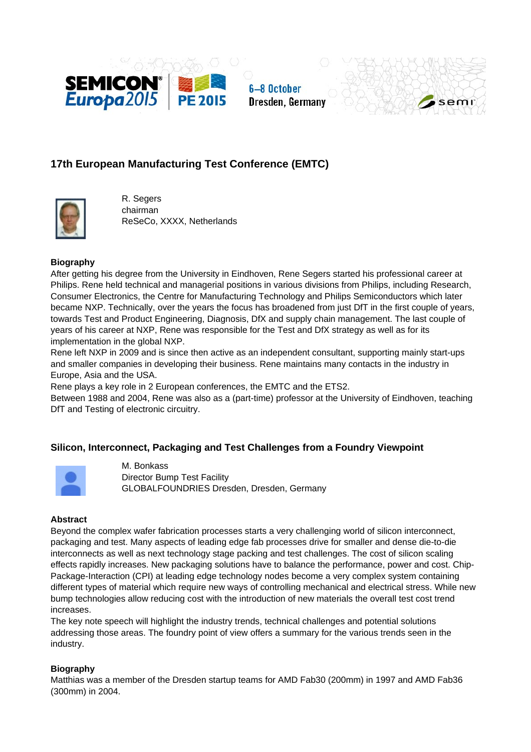## 17th European Manufacturing Test Conference (EMTC)

R. Segers
chairman
ReSeCo, XXXX, Netherlands

**Biography**

After getting his degree from the University in Eindhoven, Rene Segers started his professional career at Philips. Rene held technical and managerial positions in various divisions from Philips, including Research, Consumer Electronics, the Centre for Manufacturing Technology and Philips Semiconductors which later became NXP. Technically, over the years the focus has broadened from just DfT in the first couple of years, towards Test and Product Engineering, Diagnosis, DfX and supply chain management. The last couple of years of his career at NXP, Rene was responsible for the Test and DfX strategy as well as for its implementation in the global NXP.
Rene left NXP in 2009 and is since then active as an independent consultant, supporting mainly start-ups and smaller companies in developing their business. Rene maintains many contacts in the industry in Europe, Asia and the USA.
Rene plays a key role in 2 European conferences, the EMTC and the ETS2.
Between 1988 and 2004, Rene was also as a (part-time) professor at the University of Eindhoven, teaching DfT and Testing of electronic circuitry.

## Silicon, Interconnect, Packaging and Test Challenges from a Foundry Viewpoint

M. Bonkass
Director Bump Test Facility
GLOBALFOUNDRIES Dresden, Dresden, Germany

**Abstract**

Beyond the complex wafer fabrication processes starts a very challenging world of silicon interconnect, packaging and test. Many aspects of leading edge fab processes drive for smaller and dense die-to-die interconnects as well as next technology stage packing and test challenges. The cost of silicon scaling effects rapidly increases. New packaging solutions have to balance the performance, power and cost. Chip-Package-Interaction (CPI) at leading edge technology nodes become a very complex system containing different types of material which require new ways of controlling mechanical and electrical stress. While new bump technologies allow reducing cost with the introduction of new materials the overall test cost trend increases.
The key note speech will highlight the industry trends, technical challenges and potential solutions addressing those areas. The foundry point of view offers a summary for the various trends seen in the industry.

**Biography**

Matthias was a member of the Dresden startup teams for AMD Fab30 (200mm) in 1997 and AMD Fab36 (300mm) in 2004.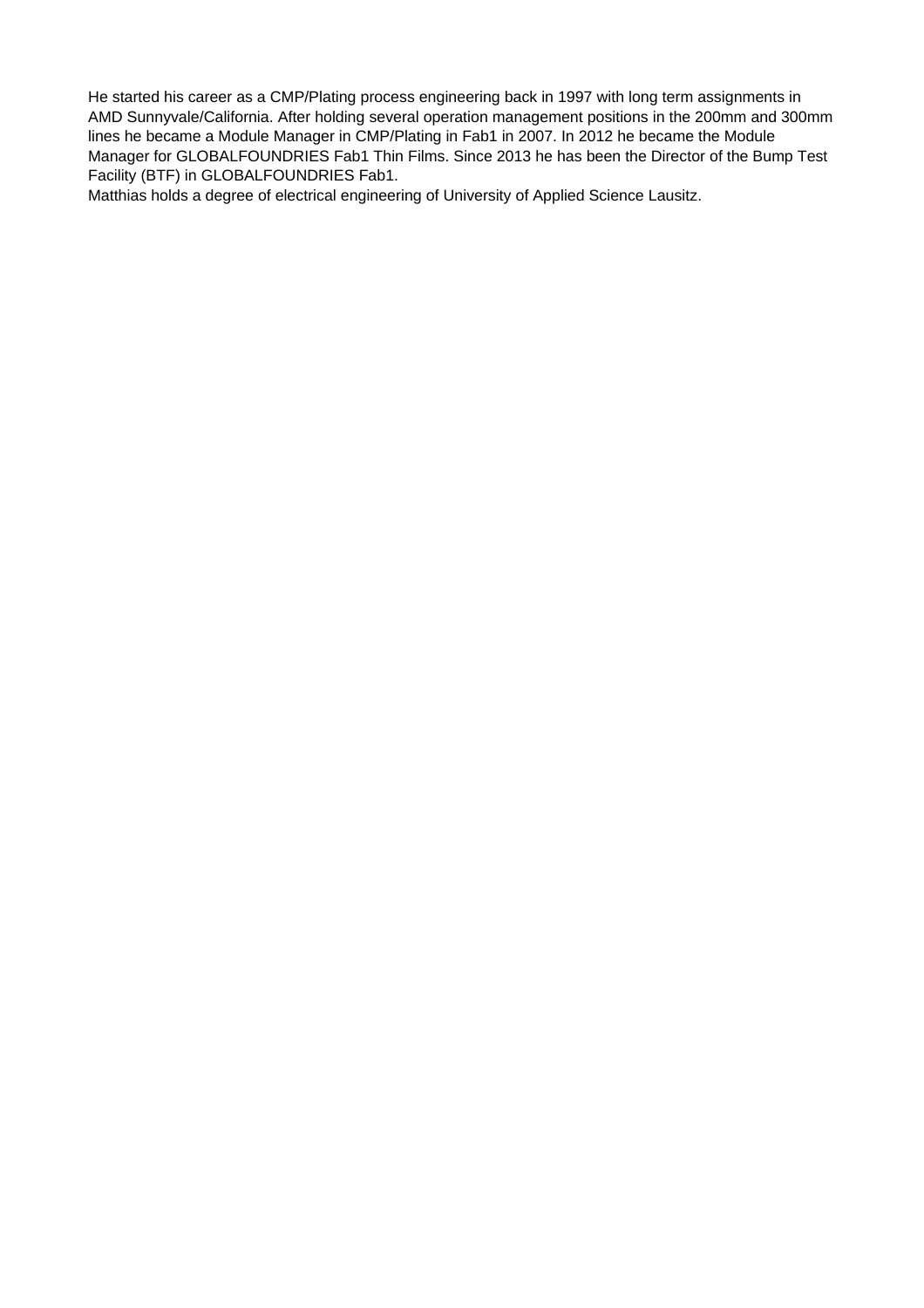He started his career as a CMP/Plating process engineering back in 1997 with long term assignments in AMD Sunnyvale/California. After holding several operation management positions in the 200mm and 300mm lines he became a Module Manager in CMP/Plating in Fab1 in 2007. In 2012 he became the Module Manager for GLOBALFOUNDRIES Fab1 Thin Films. Since 2013 he has been the Director of the Bump Test Facility (BTF) in GLOBALFOUNDRIES Fab1.

Matthias holds a degree of electrical engineering of University of Applied Science Lausitz.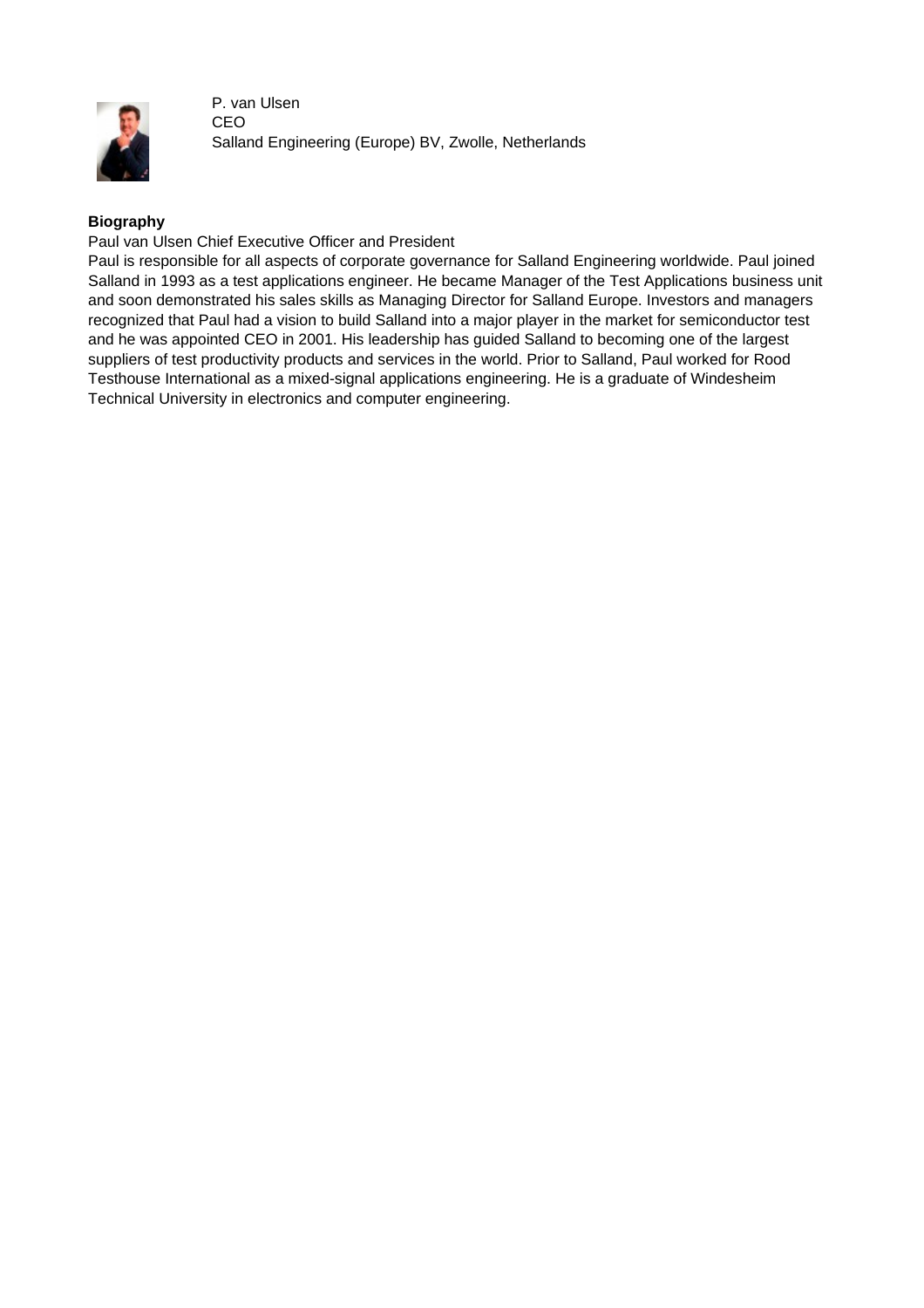P. van Ulsen
CEO
Salland Engineering (Europe) BV, Zwolle, Netherlands

**Biography**

Paul van Ulsen Chief Executive Officer and President

Paul is responsible for all aspects of corporate governance for Salland Engineering worldwide. Paul joined Salland in 1993 as a test applications engineer. He became Manager of the Test Applications business unit and soon demonstrated his sales skills as Managing Director for Salland Europe. Investors and managers recognized that Paul had a vision to build Salland into a major player in the market for semiconductor test and he was appointed CEO in 2001. His leadership has guided Salland to becoming one of the largest suppliers of test productivity products and services in the world. Prior to Salland, Paul worked for Rood Testhouse International as a mixed-signal applications engineering. He is a graduate of Windesheim Technical University in electronics and computer engineering.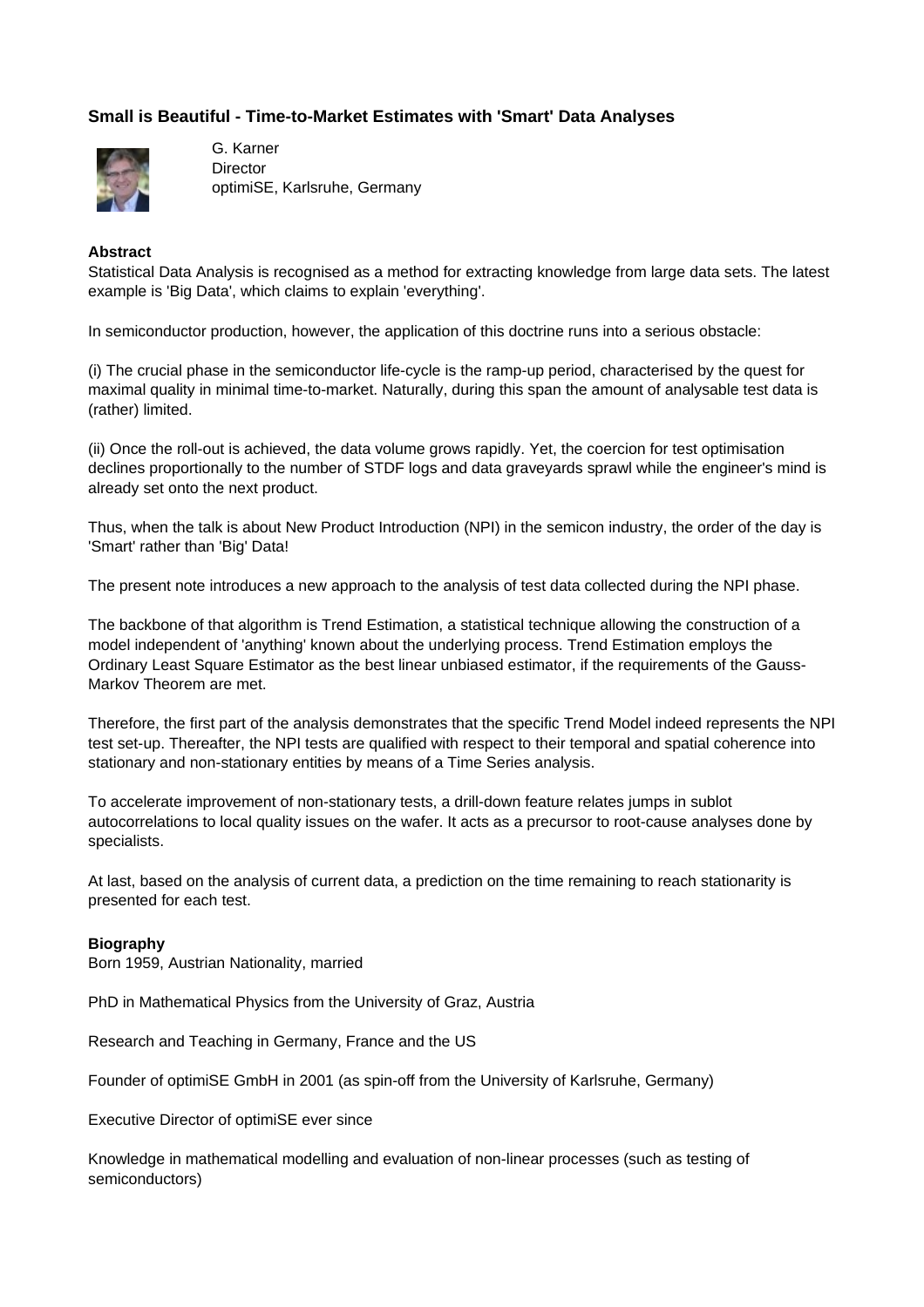## Small is Beautiful - Time-to-Market Estimates with 'Smart' Data Analyses

G. Karner
Director
optimiSE, Karlsruhe, Germany

**Abstract**

Statistical Data Analysis is recognised as a method for extracting knowledge from large data sets. The latest example is 'Big Data', which claims to explain 'everything'.

In semiconductor production, however, the application of this doctrine runs into a serious obstacle:

(i) The crucial phase in the semiconductor life-cycle is the ramp-up period, characterised by the quest for maximal quality in minimal time-to-market. Naturally, during this span the amount of analysable test data is (rather) limited.

(ii) Once the roll-out is achieved, the data volume grows rapidly. Yet, the coercion for test optimisation declines proportionally to the number of STDF logs and data graveyards sprawl while the engineer's mind is already set onto the next product.

Thus, when the talk is about New Product Introduction (NPI) in the semicon industry, the order of the day is 'Smart' rather than 'Big' Data!

The present note introduces a new approach to the analysis of test data collected during the NPI phase.

The backbone of that algorithm is Trend Estimation, a statistical technique allowing the construction of a model independent of 'anything' known about the underlying process. Trend Estimation employs the Ordinary Least Square Estimator as the best linear unbiased estimator, if the requirements of the Gauss-Markov Theorem are met.

Therefore, the first part of the analysis demonstrates that the specific Trend Model indeed represents the NPI test set-up. Thereafter, the NPI tests are qualified with respect to their temporal and spatial coherence into stationary and non-stationary entities by means of a Time Series analysis.

To accelerate improvement of non-stationary tests, a drill-down feature relates jumps in sublot autocorrelations to local quality issues on the wafer. It acts as a precursor to root-cause analyses done by specialists.

At last, based on the analysis of current data, a prediction on the time remaining to reach stationarity is presented for each test.

**Biography**

Born 1959, Austrian Nationality, married

PhD in Mathematical Physics from the University of Graz, Austria

Research and Teaching in Germany, France and the US

Founder of optimiSE GmbH in 2001 (as spin-off from the University of Karlsruhe, Germany)

Executive Director of optimiSE ever since

Knowledge in mathematical modelling and evaluation of non-linear processes (such as testing of semiconductors)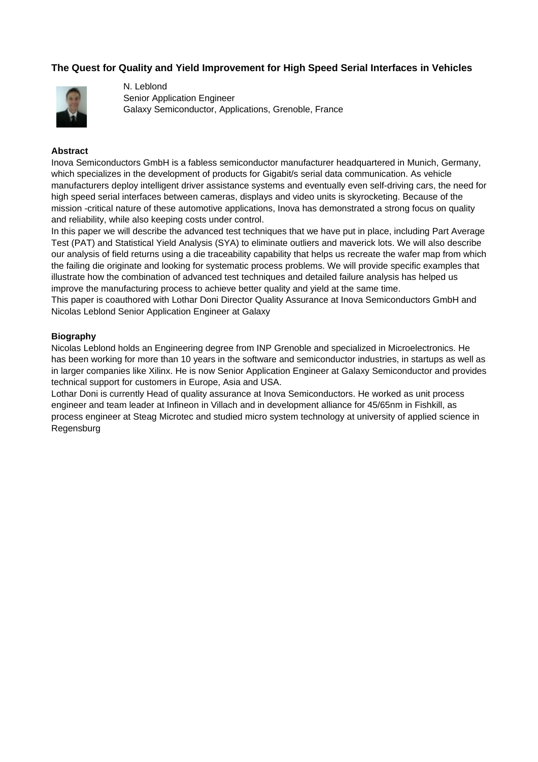## The Quest for Quality and Yield Improvement for High Speed Serial Interfaces in Vehicles

N. Leblond
Senior Application Engineer
Galaxy Semiconductor, Applications, Grenoble, France

**Abstract**

Inova Semiconductors GmbH is a fabless semiconductor manufacturer headquartered in Munich, Germany, which specializes in the development of products for Gigabit/s serial data communication. As vehicle manufacturers deploy intelligent driver assistance systems and eventually even self-driving cars, the need for high speed serial interfaces between cameras, displays and video units is skyrocketing. Because of the mission -critical nature of these automotive applications, Inova has demonstrated a strong focus on quality and reliability, while also keeping costs under control.

In this paper we will describe the advanced test techniques that we have put in place, including Part Average Test (PAT) and Statistical Yield Analysis (SYA) to eliminate outliers and maverick lots. We will also describe our analysis of field returns using a die traceability capability that helps us recreate the wafer map from which the failing die originate and looking for systematic process problems. We will provide specific examples that illustrate how the combination of advanced test techniques and detailed failure analysis has helped us improve the manufacturing process to achieve better quality and yield at the same time.

This paper is coauthored with Lothar Doni Director Quality Assurance at Inova Semiconductors GmbH and Nicolas Leblond Senior Application Engineer at Galaxy

**Biography**

Nicolas Leblond holds an Engineering degree from INP Grenoble and specialized in Microelectronics. He has been working for more than 10 years in the software and semiconductor industries, in startups as well as in larger companies like Xilinx. He is now Senior Application Engineer at Galaxy Semiconductor and provides technical support for customers in Europe, Asia and USA.

Lothar Doni is currently Head of quality assurance at Inova Semiconductors. He worked as unit process engineer and team leader at Infineon in Villach and in development alliance for 45/65nm in Fishkill, as process engineer at Steag Microtec and studied micro system technology at university of applied science in Regensburg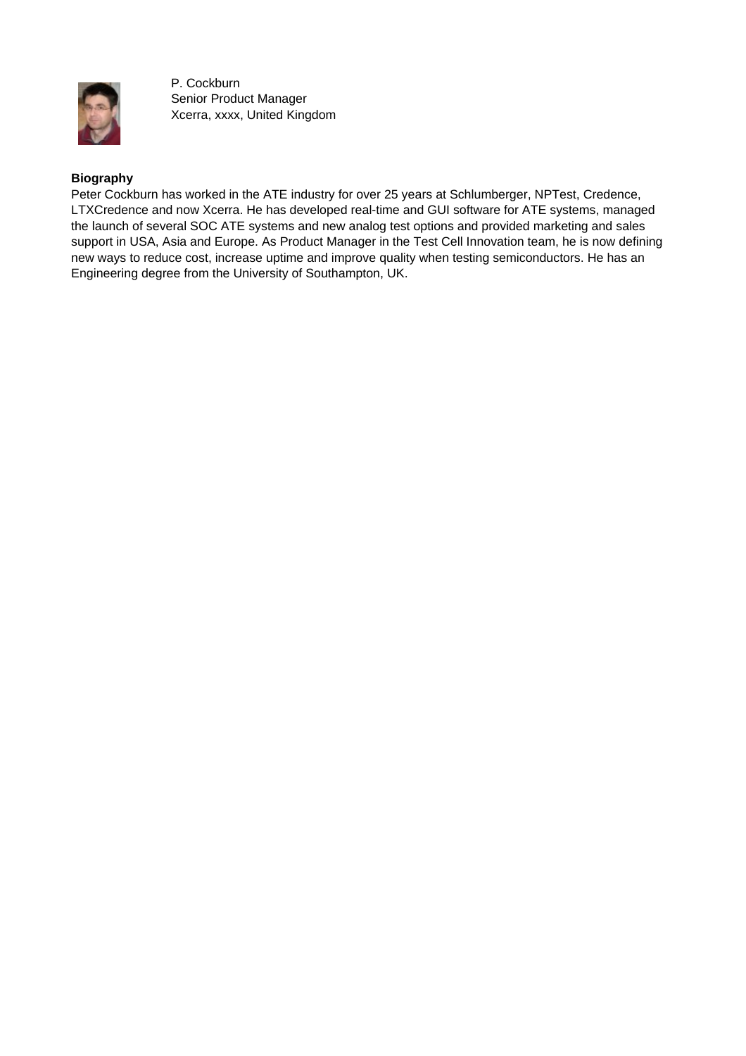P. Cockburn
Senior Product Manager
Xcerra, xxxx, United Kingdom

**Biography**

Peter Cockburn has worked in the ATE industry for over 25 years at Schlumberger, NPTest, Credence, LTXCredence and now Xcerra. He has developed real-time and GUI software for ATE systems, managed the launch of several SOC ATE systems and new analog test options and provided marketing and sales support in USA, Asia and Europe. As Product Manager in the Test Cell Innovation team, he is now defining new ways to reduce cost, increase uptime and improve quality when testing semiconductors. He has an Engineering degree from the University of Southampton, UK.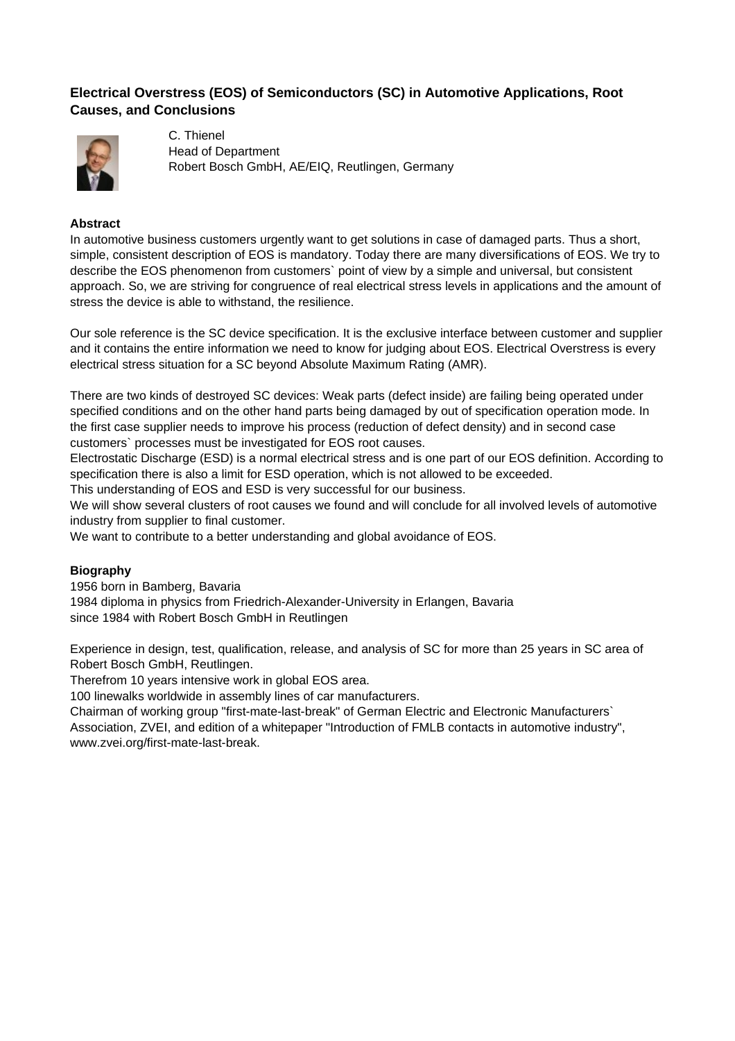## Electrical Overstress (EOS) of Semiconductors (SC) in Automotive Applications, Root Causes, and Conclusions

C. Thienel
Head of Department
Robert Bosch GmbH, AE/EIQ, Reutlingen, Germany

### Abstract

In automotive business customers urgently want to get solutions in case of damaged parts. Thus a short, simple, consistent description of EOS is mandatory. Today there are many diversifications of EOS. We try to describe the EOS phenomenon from customers` point of view by a simple and universal, but consistent approach. So, we are striving for congruence of real electrical stress levels in applications and the amount of stress the device is able to withstand, the resilience.

Our sole reference is the SC device specification. It is the exclusive interface between customer and supplier and it contains the entire information we need to know for judging about EOS. Electrical Overstress is every electrical stress situation for a SC beyond Absolute Maximum Rating (AMR).

There are two kinds of destroyed SC devices: Weak parts (defect inside) are failing being operated under specified conditions and on the other hand parts being damaged by out of specification operation mode. In the first case supplier needs to improve his process (reduction of defect density) and in second case customers` processes must be investigated for EOS root causes.
Electrostatic Discharge (ESD) is a normal electrical stress and is one part of our EOS definition. According to specification there is also a limit for ESD operation, which is not allowed to be exceeded.
This understanding of EOS and ESD is very successful for our business.
We will show several clusters of root causes we found and will conclude for all involved levels of automotive industry from supplier to final customer.
We want to contribute to a better understanding and global avoidance of EOS.

### Biography

1956 born in Bamberg, Bavaria
1984 diploma in physics from Friedrich-Alexander-University in Erlangen, Bavaria
since 1984 with Robert Bosch GmbH in Reutlingen

Experience in design, test, qualification, release, and analysis of SC for more than 25 years in SC area of Robert Bosch GmbH, Reutlingen.
Therefrom 10 years intensive work in global EOS area.
100 linewalks worldwide in assembly lines of car manufacturers.
Chairman of working group "first-mate-last-break" of German Electric and Electronic Manufacturers` Association, ZVEI, and edition of a whitepaper "Introduction of FMLB contacts in automotive industry", www.zvei.org/first-mate-last-break.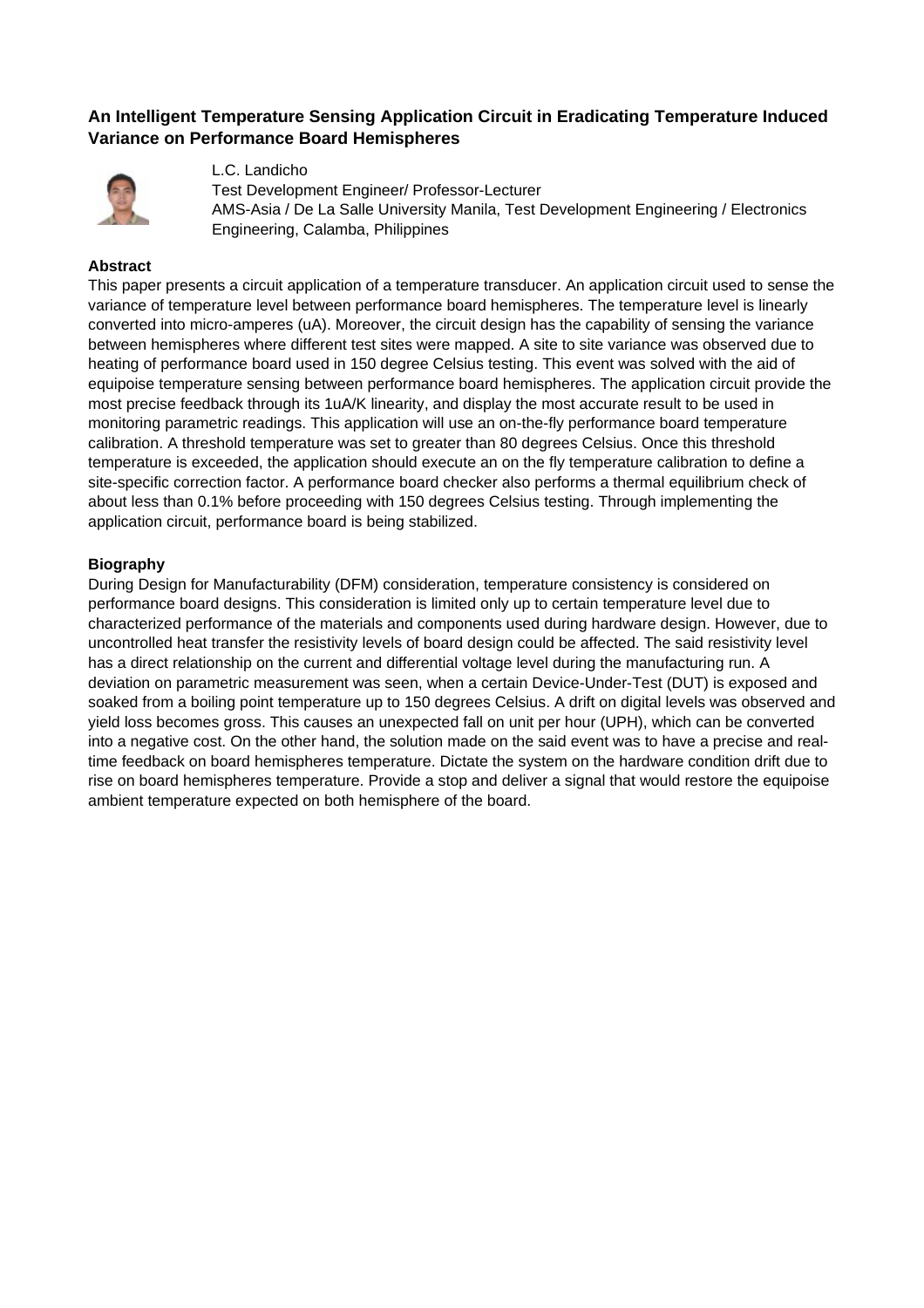## An Intelligent Temperature Sensing Application Circuit in Eradicating Temperature Induced Variance on Performance Board Hemispheres

L.C. Landicho
Test Development Engineer/ Professor-Lecturer
AMS-Asia / De La Salle University Manila, Test Development Engineering / Electronics Engineering, Calamba, Philippines

**Abstract**

This paper presents a circuit application of a temperature transducer. An application circuit used to sense the variance of temperature level between performance board hemispheres. The temperature level is linearly converted into micro-amperes (uA). Moreover, the circuit design has the capability of sensing the variance between hemispheres where different test sites were mapped. A site to site variance was observed due to heating of performance board used in 150 degree Celsius testing. This event was solved with the aid of equipoise temperature sensing between performance board hemispheres. The application circuit provide the most precise feedback through its 1uA/K linearity, and display the most accurate result to be used in monitoring parametric readings. This application will use an on-the-fly performance board temperature calibration. A threshold temperature was set to greater than 80 degrees Celsius. Once this threshold temperature is exceeded, the application should execute an on the fly temperature calibration to define a site-specific correction factor. A performance board checker also performs a thermal equilibrium check of about less than 0.1% before proceeding with 150 degrees Celsius testing. Through implementing the application circuit, performance board is being stabilized.

**Biography**

During Design for Manufacturability (DFM) consideration, temperature consistency is considered on performance board designs. This consideration is limited only up to certain temperature level due to characterized performance of the materials and components used during hardware design. However, due to uncontrolled heat transfer the resistivity levels of board design could be affected. The said resistivity level has a direct relationship on the current and differential voltage level during the manufacturing run. A deviation on parametric measurement was seen, when a certain Device-Under-Test (DUT) is exposed and soaked from a boiling point temperature up to 150 degrees Celsius. A drift on digital levels was observed and yield loss becomes gross. This causes an unexpected fall on unit per hour (UPH), which can be converted into a negative cost. On the other hand, the solution made on the said event was to have a precise and real-time feedback on board hemispheres temperature. Dictate the system on the hardware condition drift due to rise on board hemispheres temperature. Provide a stop and deliver a signal that would restore the equipoise ambient temperature expected on both hemisphere of the board.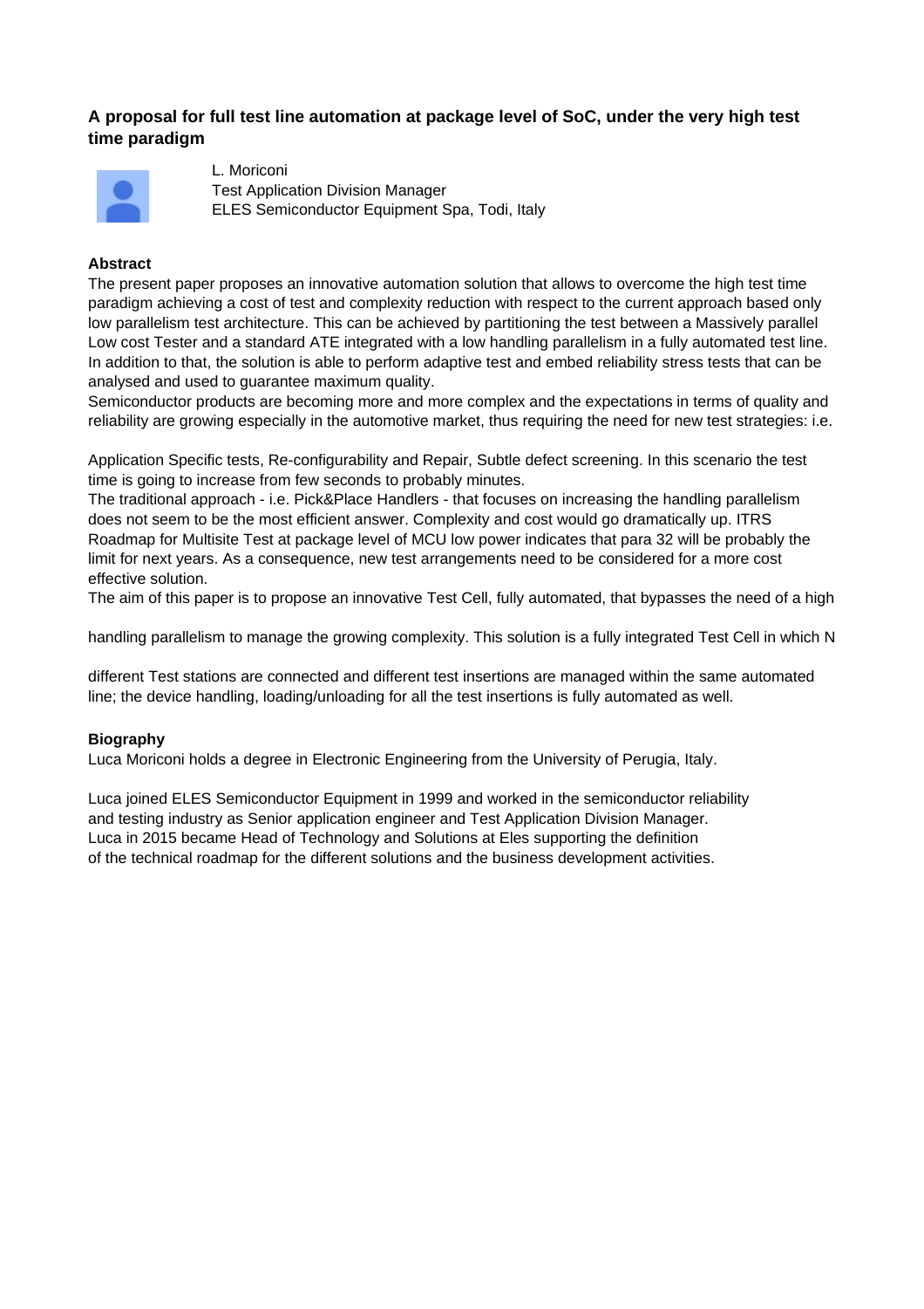### A proposal for full test line automation at package level of SoC, under the very high test time paradigm

L. Moriconi
Test Application Division Manager
ELES Semiconductor Equipment Spa, Todi, Italy

#### Abstract

The present paper proposes an innovative automation solution that allows to overcome the high test time paradigm achieving a cost of test and complexity reduction with respect to the current approach based only low parallelism test architecture. This can be achieved by partitioning the test between a Massively parallel Low cost Tester and a standard ATE integrated with a low handling parallelism in a fully automated test line. In addition to that, the solution is able to perform adaptive test and embed reliability stress tests that can be analysed and used to guarantee maximum quality.

Semiconductor products are becoming more and more complex and the expectations in terms of quality and reliability are growing especially in the automotive market, thus requiring the need for new test strategies: i.e.

Application Specific tests, Re-configurability and Repair, Subtle defect screening. In this scenario the test time is going to increase from few seconds to probably minutes.

The traditional approach - i.e. Pick&Place Handlers - that focuses on increasing the handling parallelism does not seem to be the most efficient answer. Complexity and cost would go dramatically up. ITRS Roadmap for Multisite Test at package level of MCU low power indicates that para 32 will be probably the limit for next years. As a consequence, new test arrangements need to be considered for a more cost effective solution.

The aim of this paper is to propose an innovative Test Cell, fully automated, that bypasses the need of a high

handling parallelism to manage the growing complexity. This solution is a fully integrated Test Cell in which N

different Test stations are connected and different test insertions are managed within the same automated line; the device handling, loading/unloading for all the test insertions is fully automated as well.

#### Biography

Luca Moriconi holds a degree in Electronic Engineering from the University of Perugia, Italy.

Luca joined ELES Semiconductor Equipment in 1999 and worked in the semiconductor reliability and testing industry as Senior application engineer and Test Application Division Manager. Luca in 2015 became Head of Technology and Solutions at Eles supporting the definition of the technical roadmap for the different solutions and the business development activities.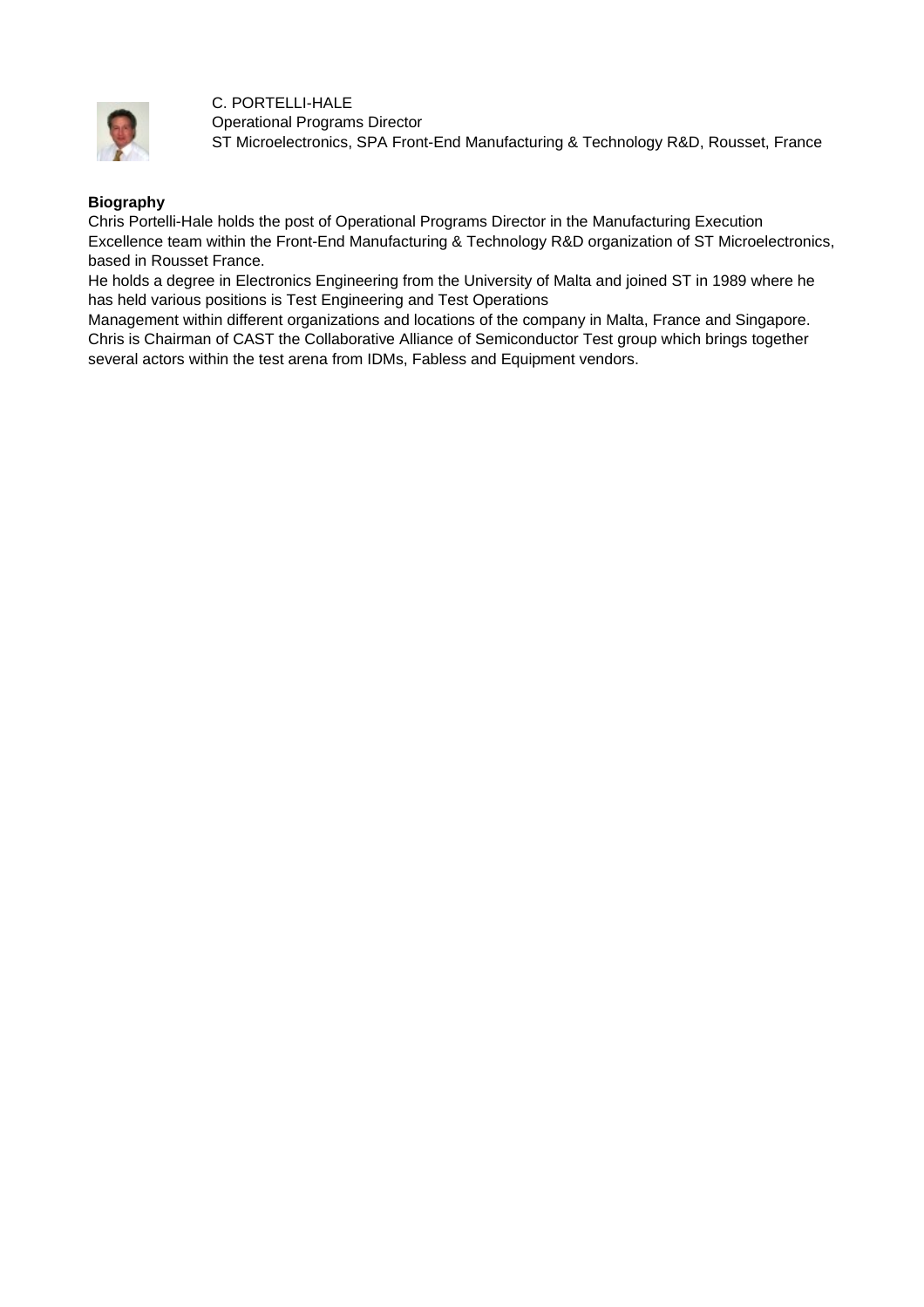C. PORTELLI-HALE
Operational Programs Director
ST Microelectronics, SPA Front-End Manufacturing & Technology R&D, Rousset, France

**Biography**

Chris Portelli-Hale holds the post of Operational Programs Director in the Manufacturing Execution Excellence team within the Front-End Manufacturing & Technology R&D organization of ST Microelectronics, based in Rousset France.
He holds a degree in Electronics Engineering from the University of Malta and joined ST in 1989 where he has held various positions is Test Engineering and Test Operations
Management within different organizations and locations of the company in Malta, France and Singapore.
Chris is Chairman of CAST the Collaborative Alliance of Semiconductor Test group which brings together several actors within the test arena from IDMs, Fabless and Equipment vendors.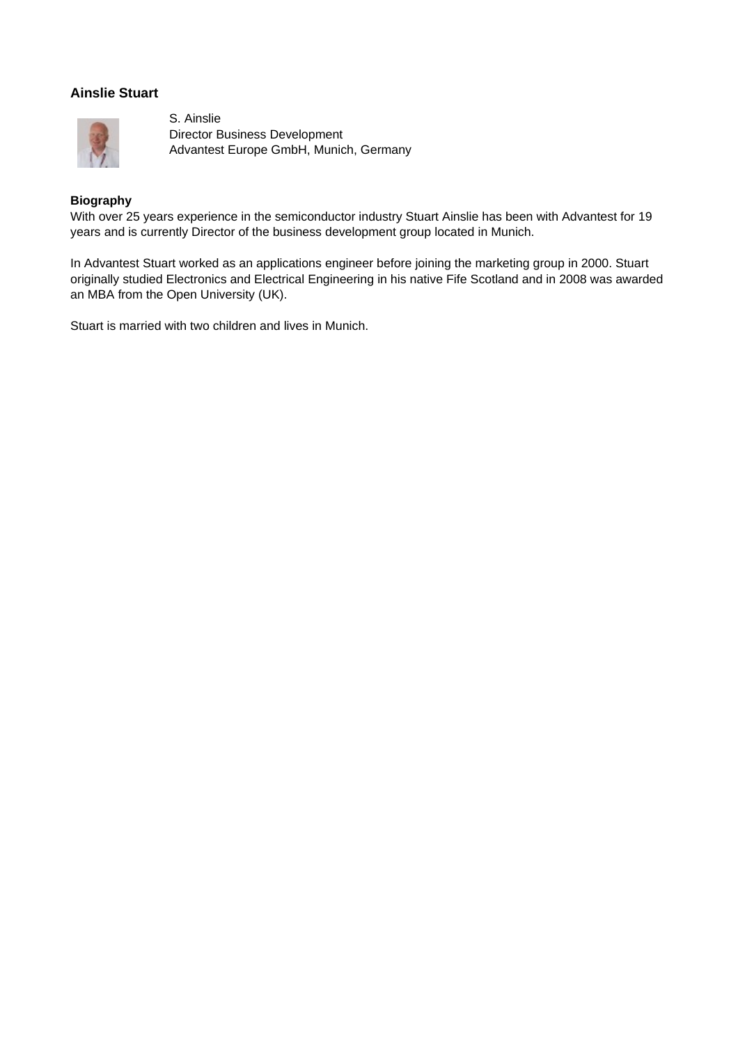## Ainslie Stuart

S. Ainslie
Director Business Development
Advantest Europe GmbH, Munich, Germany

**Biography**
With over 25 years experience in the semiconductor industry Stuart Ainslie has been with Advantest for 19 years and is currently Director of the business development group located in Munich.

In Advantest Stuart worked as an applications engineer before joining the marketing group in 2000. Stuart originally studied Electronics and Electrical Engineering in his native Fife Scotland and in 2008 was awarded an MBA from the Open University (UK).

Stuart is married with two children and lives in Munich.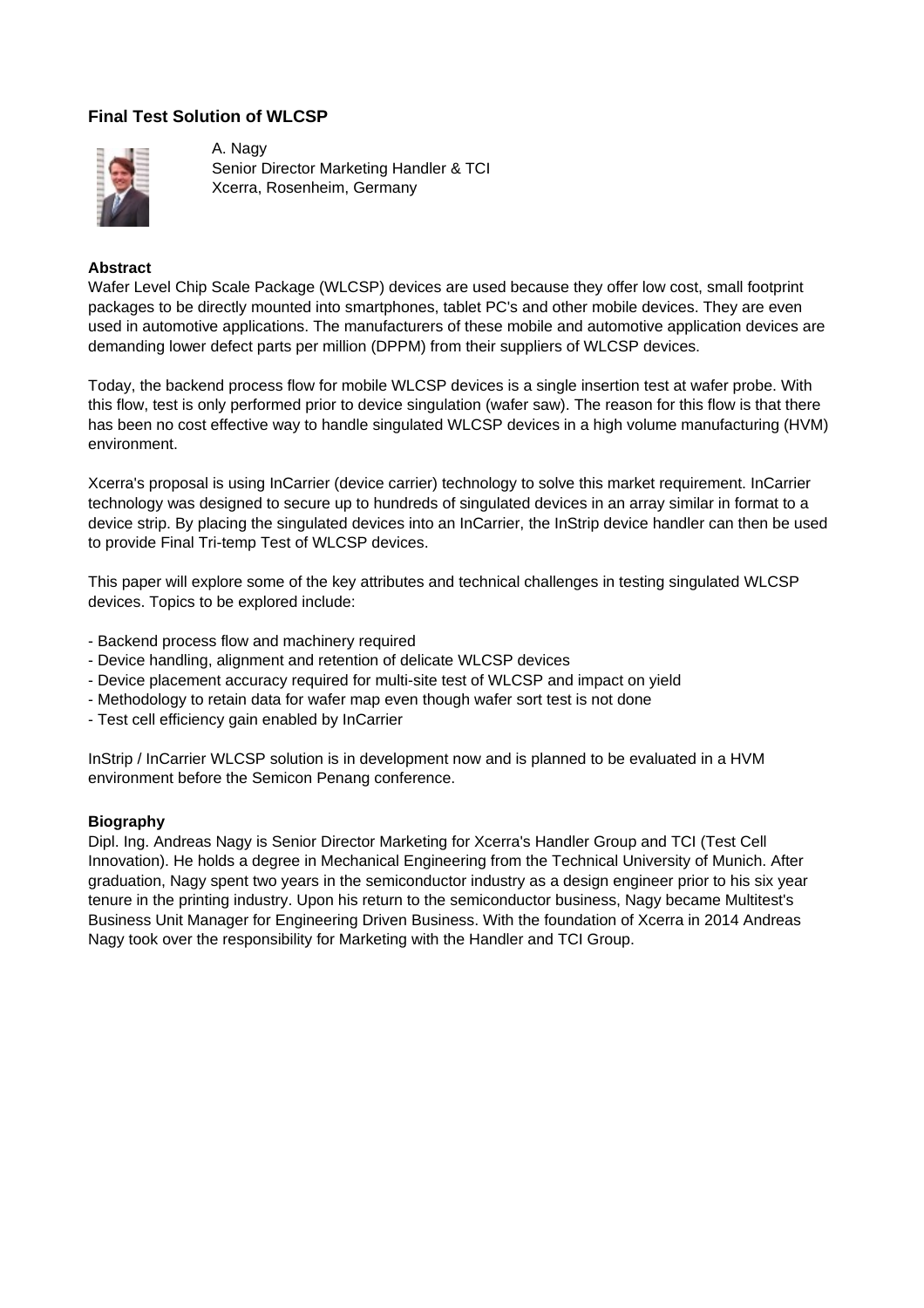## Final Test Solution of WLCSP

A. Nagy
Senior Director Marketing Handler & TCI
Xcerra, Rosenheim, Germany

### Abstract

Wafer Level Chip Scale Package (WLCSP) devices are used because they offer low cost, small footprint packages to be directly mounted into smartphones, tablet PC's and other mobile devices. They are even used in automotive applications. The manufacturers of these mobile and automotive application devices are demanding lower defect parts per million (DPPM) from their suppliers of WLCSP devices.

Today, the backend process flow for mobile WLCSP devices is a single insertion test at wafer probe. With this flow, test is only performed prior to device singulation (wafer saw). The reason for this flow is that there has been no cost effective way to handle singulated WLCSP devices in a high volume manufacturing (HVM) environment.

Xcerra's proposal is using InCarrier (device carrier) technology to solve this market requirement. InCarrier technology was designed to secure up to hundreds of singulated devices in an array similar in format to a device strip. By placing the singulated devices into an InCarrier, the InStrip device handler can then be used to provide Final Tri-temp Test of WLCSP devices.

This paper will explore some of the key attributes and technical challenges in testing singulated WLCSP devices. Topics to be explored include:

- Backend process flow and machinery required
- Device handling, alignment and retention of delicate WLCSP devices
- Device placement accuracy required for multi-site test of WLCSP and impact on yield
- Methodology to retain data for wafer map even though wafer sort test is not done
- Test cell efficiency gain enabled by InCarrier

InStrip / InCarrier WLCSP solution is in development now and is planned to be evaluated in a HVM environment before the Semicon Penang conference.

### Biography

Dipl. Ing. Andreas Nagy is Senior Director Marketing for Xcerra's Handler Group and TCI (Test Cell Innovation). He holds a degree in Mechanical Engineering from the Technical University of Munich. After graduation, Nagy spent two years in the semiconductor industry as a design engineer prior to his six year tenure in the printing industry. Upon his return to the semiconductor business, Nagy became Multitest's Business Unit Manager for Engineering Driven Business. With the foundation of Xcerra in 2014 Andreas Nagy took over the responsibility for Marketing with the Handler and TCI Group.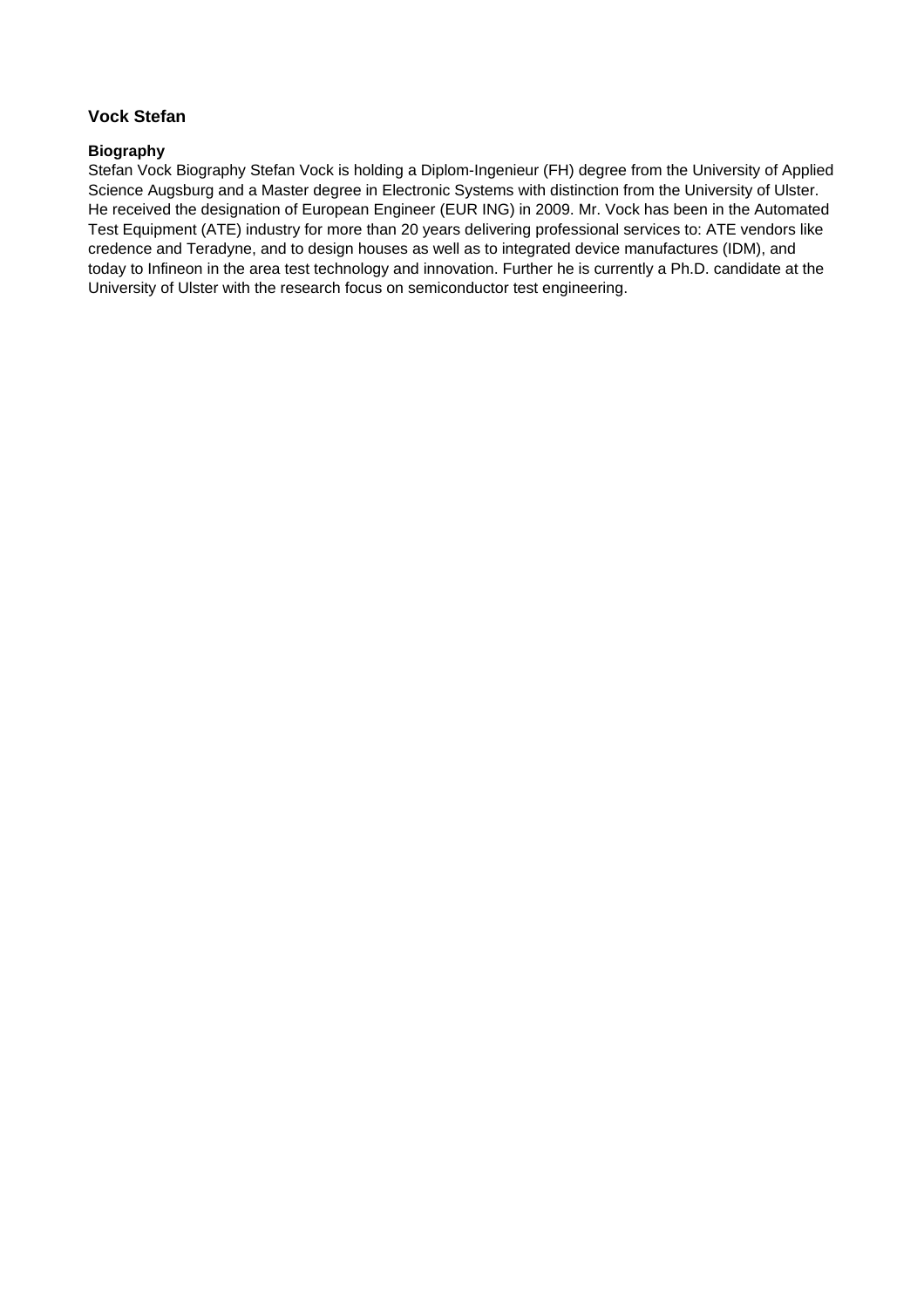### Vock Stefan

#### Biography

Stefan Vock Biography Stefan Vock is holding a Diplom-Ingenieur (FH) degree from the University of Applied Science Augsburg and a Master degree in Electronic Systems with distinction from the University of Ulster. He received the designation of European Engineer (EUR ING) in 2009. Mr. Vock has been in the Automated Test Equipment (ATE) industry for more than 20 years delivering professional services to: ATE vendors like credence and Teradyne, and to design houses as well as to integrated device manufactures (IDM), and today to Infineon in the area test technology and innovation. Further he is currently a Ph.D. candidate at the University of Ulster with the research focus on semiconductor test engineering.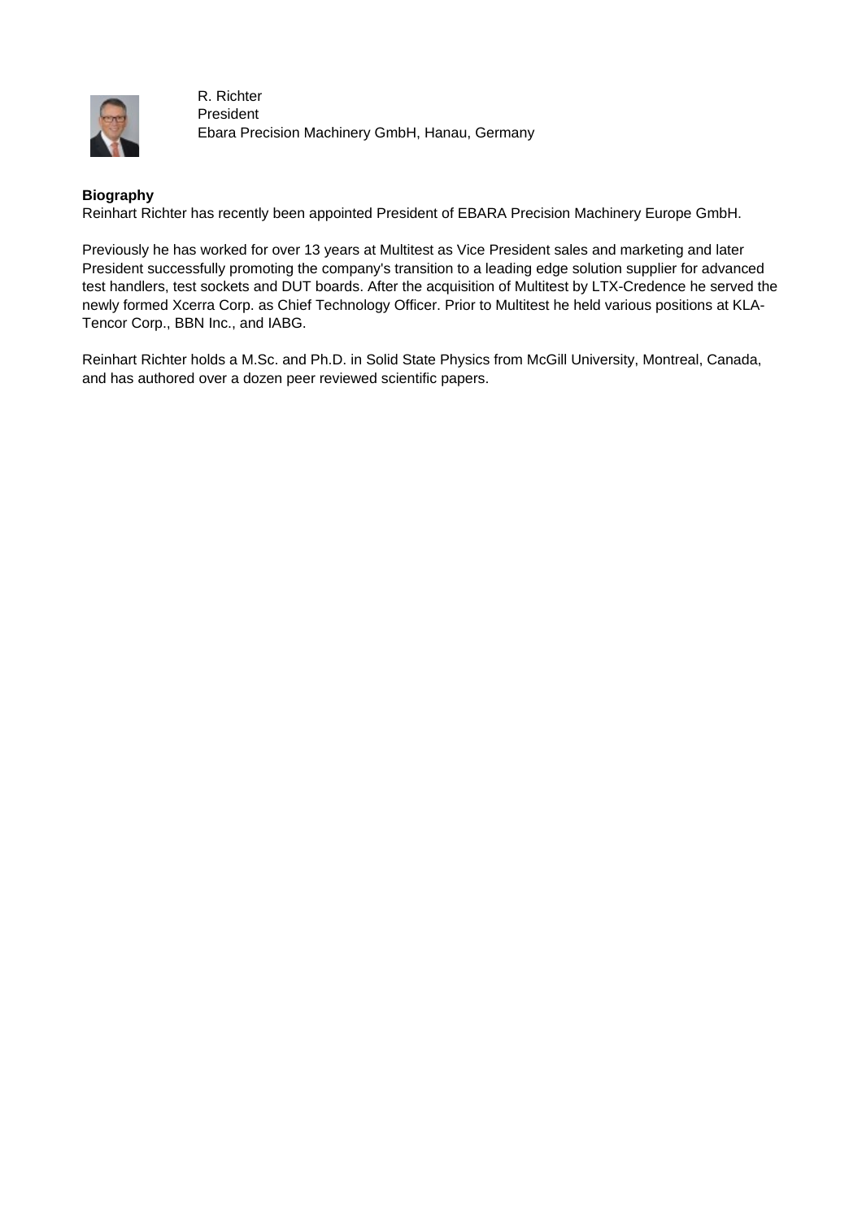R. Richter
President
Ebara Precision Machinery GmbH, Hanau, Germany

**Biography**

Reinhart Richter has recently been appointed President of EBARA Precision Machinery Europe GmbH.

Previously he has worked for over 13 years at Multitest as Vice President sales and marketing and later President successfully promoting the company's transition to a leading edge solution supplier for advanced test handlers, test sockets and DUT boards. After the acquisition of Multitest by LTX-Credence he served the newly formed Xcerra Corp. as Chief Technology Officer. Prior to Multitest he held various positions at KLA-Tencor Corp., BBN Inc., and IABG.

Reinhart Richter holds a M.Sc. and Ph.D. in Solid State Physics from McGill University, Montreal, Canada, and has authored over a dozen peer reviewed scientific papers.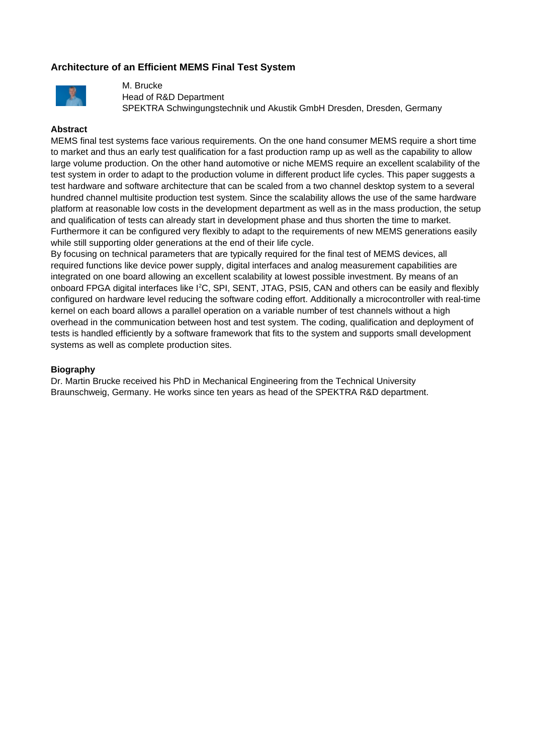## Architecture of an Efficient MEMS Final Test System

M. Brucke
Head of R&D Department
SPEKTRA Schwingungstechnik und Akustik GmbH Dresden, Dresden, Germany

### Abstract

MEMS final test systems face various requirements. On the one hand consumer MEMS require a short time to market and thus an early test qualification for a fast production ramp up as well as the capability to allow large volume production. On the other hand automotive or niche MEMS require an excellent scalability of the test system in order to adapt to the production volume in different product life cycles. This paper suggests a test hardware and software architecture that can be scaled from a two channel desktop system to a several hundred channel multisite production test system. Since the scalability allows the use of the same hardware platform at reasonable low costs in the development department as well as in the mass production, the setup and qualification of tests can already start in development phase and thus shorten the time to market. Furthermore it can be configured very flexibly to adapt to the requirements of new MEMS generations easily while still supporting older generations at the end of their life cycle.

By focusing on technical parameters that are typically required for the final test of MEMS devices, all required functions like device power supply, digital interfaces and analog measurement capabilities are integrated on one board allowing an excellent scalability at lowest possible investment. By means of an onboard FPGA digital interfaces like $I^2C$, SPI, SENT, JTAG, PSI5, CAN and others can be easily and flexibly configured on hardware level reducing the software coding effort. Additionally a microcontroller with real-time kernel on each board allows a parallel operation on a variable number of test channels without a high overhead in the communication between host and test system. The coding, qualification and deployment of tests is handled efficiently by a software framework that fits to the system and supports small development systems as well as complete production sites.

### Biography

Dr. Martin Brucke received his PhD in Mechanical Engineering from the Technical University Braunschweig, Germany. He works since ten years as head of the SPEKTRA R&D department.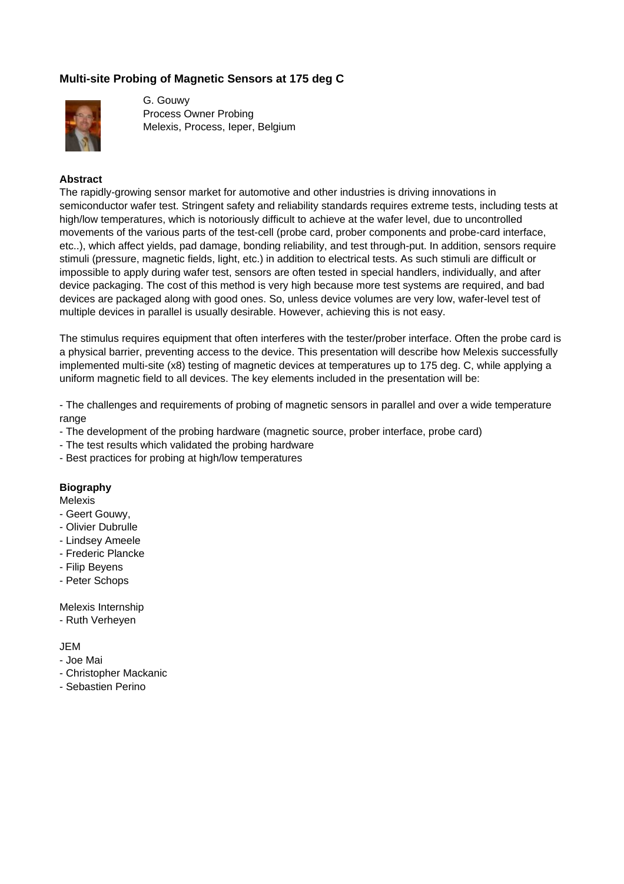## Multi-site Probing of Magnetic Sensors at 175 deg C

G. Gouwy
Process Owner Probing
Melexis, Process, Ieper, Belgium

### Abstract

The rapidly-growing sensor market for automotive and other industries is driving innovations in semiconductor wafer test. Stringent safety and reliability standards requires extreme tests, including tests at high/low temperatures, which is notoriously difficult to achieve at the wafer level, due to uncontrolled movements of the various parts of the test-cell (probe card, prober components and probe-card interface, etc..), which affect yields, pad damage, bonding reliability, and test through-put. In addition, sensors require stimuli (pressure, magnetic fields, light, etc.) in addition to electrical tests. As such stimuli are difficult or impossible to apply during wafer test, sensors are often tested in special handlers, individually, and after device packaging. The cost of this method is very high because more test systems are required, and bad devices are packaged along with good ones. So, unless device volumes are very low, wafer-level test of multiple devices in parallel is usually desirable. However, achieving this is not easy.

The stimulus requires equipment that often interferes with the tester/prober interface. Often the probe card is a physical barrier, preventing access to the device. This presentation will describe how Melexis successfully implemented multi-site (x8) testing of magnetic devices at temperatures up to 175 deg. C, while applying a uniform magnetic field to all devices. The key elements included in the presentation will be:

- The challenges and requirements of probing of magnetic sensors in parallel and over a wide temperature range
- The development of the probing hardware (magnetic source, prober interface, probe card)
- The test results which validated the probing hardware
- Best practices for probing at high/low temperatures

### Biography

Melexis
- Geert Gouwy,
- Olivier Dubrulle
- Lindsey Ameele
- Frederic Plancke
- Filip Beyens
- Peter Schops

Melexis Internship
- Ruth Verheyen

JEM
- Joe Mai
- Christopher Mackanic
- Sebastien Perino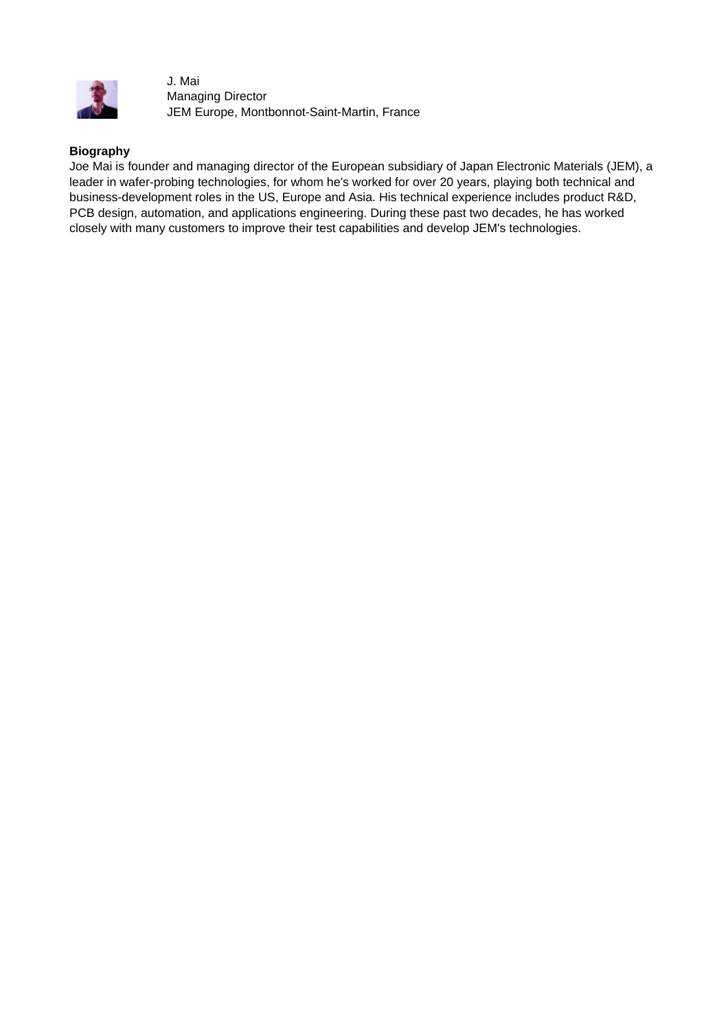J. Mai
Managing Director
JEM Europe, Montbonnot-Saint-Martin, France

**Biography**

Joe Mai is founder and managing director of the European subsidiary of Japan Electronic Materials (JEM), a leader in wafer-probing technologies, for whom he's worked for over 20 years, playing both technical and business-development roles in the US, Europe and Asia. His technical experience includes product R&D, PCB design, automation, and applications engineering. During these past two decades, he has worked closely with many customers to improve their test capabilities and develop JEM's technologies.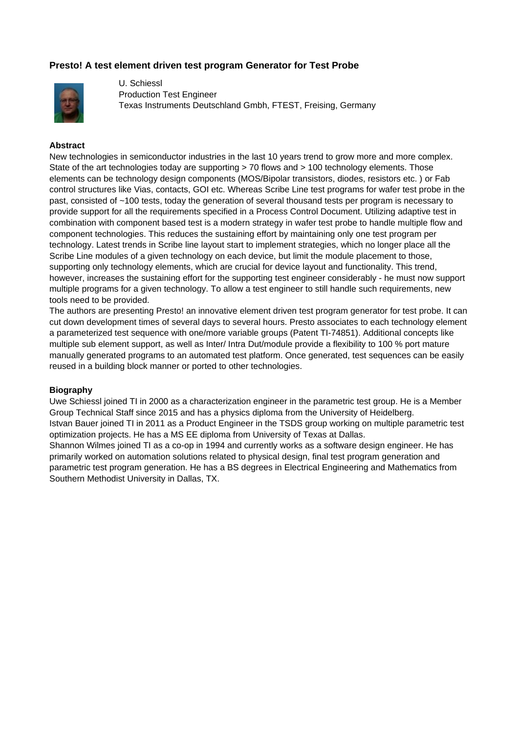## Presto! A test element driven test program Generator for Test Probe

U. Schiessl
Production Test Engineer
Texas Instruments Deutschland Gmbh, FTEST, Freising, Germany

### Abstract

New technologies in semiconductor industries in the last 10 years trend to grow more and more complex. State of the art technologies today are supporting > 70 flows and > 100 technology elements. Those elements can be technology design components (MOS/Bipolar transistors, diodes, resistors etc. ) or Fab control structures like Vias, contacts, GOI etc. Whereas Scribe Line test programs for wafer test probe in the past, consisted of ~100 tests, today the generation of several thousand tests per program is necessary to provide support for all the requirements specified in a Process Control Document. Utilizing adaptive test in combination with component based test is a modern strategy in wafer test probe to handle multiple flow and component technologies. This reduces the sustaining effort by maintaining only one test program per technology. Latest trends in Scribe line layout start to implement strategies, which no longer place all the Scribe Line modules of a given technology on each device, but limit the module placement to those, supporting only technology elements, which are crucial for device layout and functionality. This trend, however, increases the sustaining effort for the supporting test engineer considerably - he must now support multiple programs for a given technology. To allow a test engineer to still handle such requirements, new tools need to be provided.

The authors are presenting Presto! an innovative element driven test program generator for test probe. It can cut down development times of several days to several hours. Presto associates to each technology element a parameterized test sequence with one/more variable groups (Patent TI-74851). Additional concepts like multiple sub element support, as well as Inter/ Intra Dut/module provide a flexibility to 100 % port mature manually generated programs to an automated test platform. Once generated, test sequences can be easily reused in a building block manner or ported to other technologies.

### Biography

Uwe Schiessl joined TI in 2000 as a characterization engineer in the parametric test group. He is a Member Group Technical Staff since 2015 and has a physics diploma from the University of Heidelberg.

Istvan Bauer joined TI in 2011 as a Product Engineer in the TSDS group working on multiple parametric test optimization projects. He has a MS EE diploma from University of Texas at Dallas.

Shannon Wilmes joined TI as a co-op in 1994 and currently works as a software design engineer. He has primarily worked on automation solutions related to physical design, final test program generation and parametric test program generation. He has a BS degrees in Electrical Engineering and Mathematics from Southern Methodist University in Dallas, TX.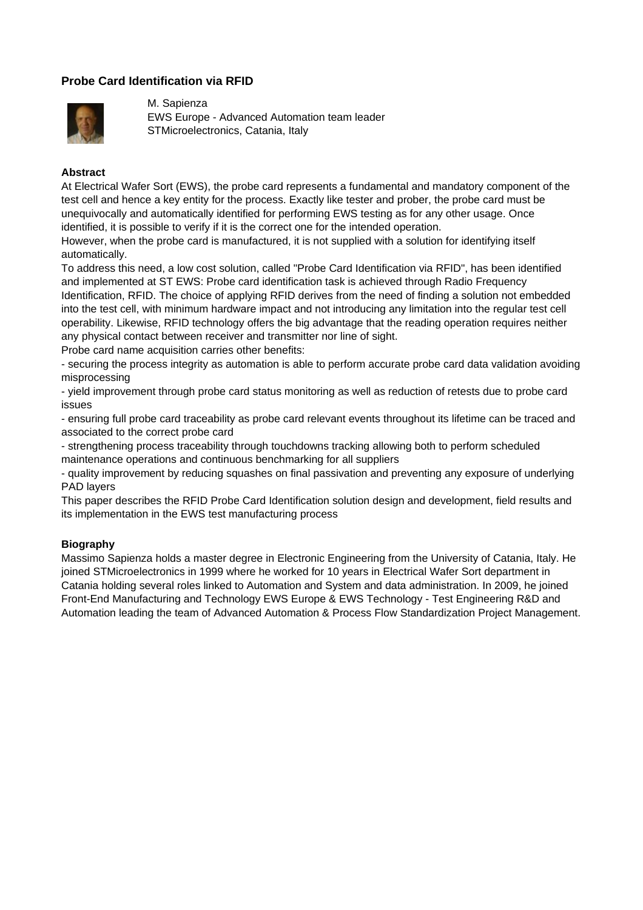## Probe Card Identification via RFID

M. Sapienza
EWS Europe - Advanced Automation team leader
STMicroelectronics, Catania, Italy

### Abstract

At Electrical Wafer Sort (EWS), the probe card represents a fundamental and mandatory component of the test cell and hence a key entity for the process. Exactly like tester and prober, the probe card must be unequivocally and automatically identified for performing EWS testing as for any other usage. Once identified, it is possible to verify if it is the correct one for the intended operation.

However, when the probe card is manufactured, it is not supplied with a solution for identifying itself automatically.

To address this need, a low cost solution, called "Probe Card Identification via RFID", has been identified and implemented at ST EWS: Probe card identification task is achieved through Radio Frequency Identification, RFID. The choice of applying RFID derives from the need of finding a solution not embedded into the test cell, with minimum hardware impact and not introducing any limitation into the regular test cell operability. Likewise, RFID technology offers the big advantage that the reading operation requires neither any physical contact between receiver and transmitter nor line of sight.

Probe card name acquisition carries other benefits:

- securing the process integrity as automation is able to perform accurate probe card data validation avoiding misprocessing
- yield improvement through probe card status monitoring as well as reduction of retests due to probe card issues
- ensuring full probe card traceability as probe card relevant events throughout its lifetime can be traced and associated to the correct probe card
- strengthening process traceability through touchdowns tracking allowing both to perform scheduled maintenance operations and continuous benchmarking for all suppliers
- quality improvement by reducing squashes on final passivation and preventing any exposure of underlying PAD layers

This paper describes the RFID Probe Card Identification solution design and development, field results and its implementation in the EWS test manufacturing process

### Biography

Massimo Sapienza holds a master degree in Electronic Engineering from the University of Catania, Italy. He joined STMicroelectronics in 1999 where he worked for 10 years in Electrical Wafer Sort department in Catania holding several roles linked to Automation and System and data administration. In 2009, he joined Front-End Manufacturing and Technology EWS Europe & EWS Technology - Test Engineering R&D and Automation leading the team of Advanced Automation & Process Flow Standardization Project Management.